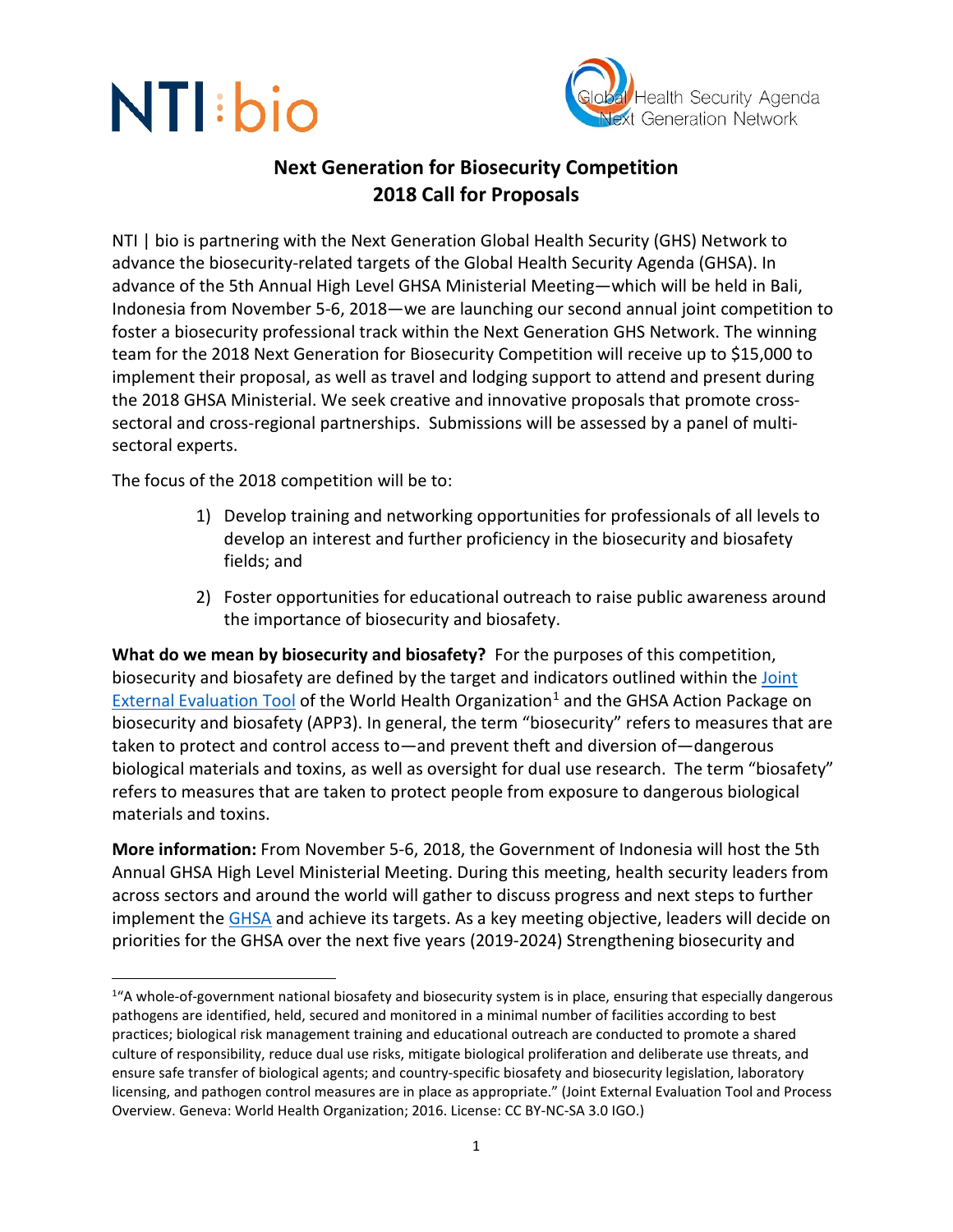# Next Generation for Biosecurity Competition
# 2018 Call for Proposals

NTI | bio is partnering with the Next Generation Global Health Security (GHS) Network to advance the biosecurity-related targets of the Global Health Security Agenda (GHSA). In advance of the 5th Annual High Level GHSA Ministerial Meeting—which will be held in Bali, Indonesia from November 5-6, 2018—we are launching our second annual joint competition to foster a biosecurity professional track within the Next Generation GHS Network. The winning team for the 2018 Next Generation for Biosecurity Competition will receive up to $15,000 to implement their proposal, as well as travel and lodging support to attend and present during the 2018 GHSA Ministerial. We seek creative and innovative proposals that promote cross-sectoral and cross-regional partnerships. Submissions will be assessed by a panel of multi-sectoral experts.

The focus of the 2018 competition will be to:

1) Develop training and networking opportunities for professionals of all levels to develop an interest and further proficiency in the biosecurity and biosafety fields; and
2) Foster opportunities for educational outreach to raise public awareness around the importance of biosecurity and biosafety.

**What do we mean by biosecurity and biosafety?** For the purposes of this competition, biosecurity and biosafety are defined by the target and indicators outlined within the Joint External Evaluation Tool of the World Health Organization[1] and the GHSA Action Package on biosecurity and biosafety (APP3). In general, the term "biosecurity" refers to measures that are taken to protect and control access to—and prevent theft and diversion of—dangerous biological materials and toxins, as well as oversight for dual use research. The term "biosafety" refers to measures that are taken to protect people from exposure to dangerous biological materials and toxins.

**More information:** From November 5-6, 2018, the Government of Indonesia will host the 5th Annual GHSA High Level Ministerial Meeting. During this meeting, health security leaders from across sectors and around the world will gather to discuss progress and next steps to further implement the GHSA and achieve its targets. As a key meeting objective, leaders will decide on priorities for the GHSA over the next five years (2019-2024) Strengthening biosecurity and

[1] "A whole-of-government national biosafety and biosecurity system is in place, ensuring that especially dangerous pathogens are identified, held, secured and monitored in a minimal number of facilities according to best practices; biological risk management training and educational outreach are conducted to promote a shared culture of responsibility, reduce dual use risks, mitigate biological proliferation and deliberate use threats, and ensure safe transfer of biological agents; and country-specific biosafety and biosecurity legislation, laboratory licensing, and pathogen control measures are in place as appropriate." (Joint External Evaluation Tool and Process Overview. Geneva: World Health Organization; 2016. License: CC BY-NC-SA 3.0 IGO.)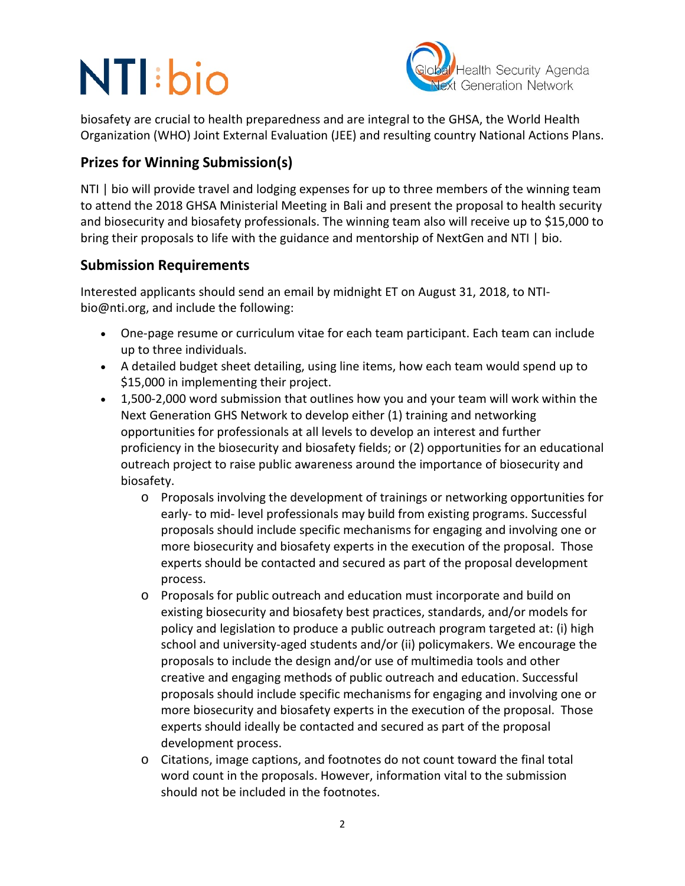biosafety are crucial to health preparedness and are integral to the GHSA, the World Health Organization (WHO) Joint External Evaluation (JEE) and resulting country National Actions Plans.

## Prizes for Winning Submission(s)

NTI | bio will provide travel and lodging expenses for up to three members of the winning team to attend the 2018 GHSA Ministerial Meeting in Bali and present the proposal to health security and biosecurity and biosafety professionals. The winning team also will receive up to $15,000 to bring their proposals to life with the guidance and mentorship of NextGen and NTI | bio.

## Submission Requirements

Interested applicants should send an email by midnight ET on August 31, 2018, to NTI-bio@nti.org, and include the following:

- One-page resume or curriculum vitae for each team participant. Each team can include up to three individuals.
- A detailed budget sheet detailing, using line items, how each team would spend up to $15,000 in implementing their project.
- 1,500-2,000 word submission that outlines how you and your team will work within the Next Generation GHS Network to develop either (1) training and networking opportunities for professionals at all levels to develop an interest and further proficiency in the biosecurity and biosafety fields; or (2) opportunities for an educational outreach project to raise public awareness around the importance of biosecurity and biosafety.
    - Proposals involving the development of trainings or networking opportunities for early- to mid- level professionals may build from existing programs. Successful proposals should include specific mechanisms for engaging and involving one or more biosecurity and biosafety experts in the execution of the proposal. Those experts should be contacted and secured as part of the proposal development process.
    - Proposals for public outreach and education must incorporate and build on existing biosecurity and biosafety best practices, standards, and/or models for policy and legislation to produce a public outreach program targeted at: (i) high school and university-aged students and/or (ii) policymakers. We encourage the proposals to include the design and/or use of multimedia tools and other creative and engaging methods of public outreach and education. Successful proposals should include specific mechanisms for engaging and involving one or more biosecurity and biosafety experts in the execution of the proposal. Those experts should ideally be contacted and secured as part of the proposal development process.
    - Citations, image captions, and footnotes do not count toward the final total word count in the proposals. However, information vital to the submission should not be included in the footnotes.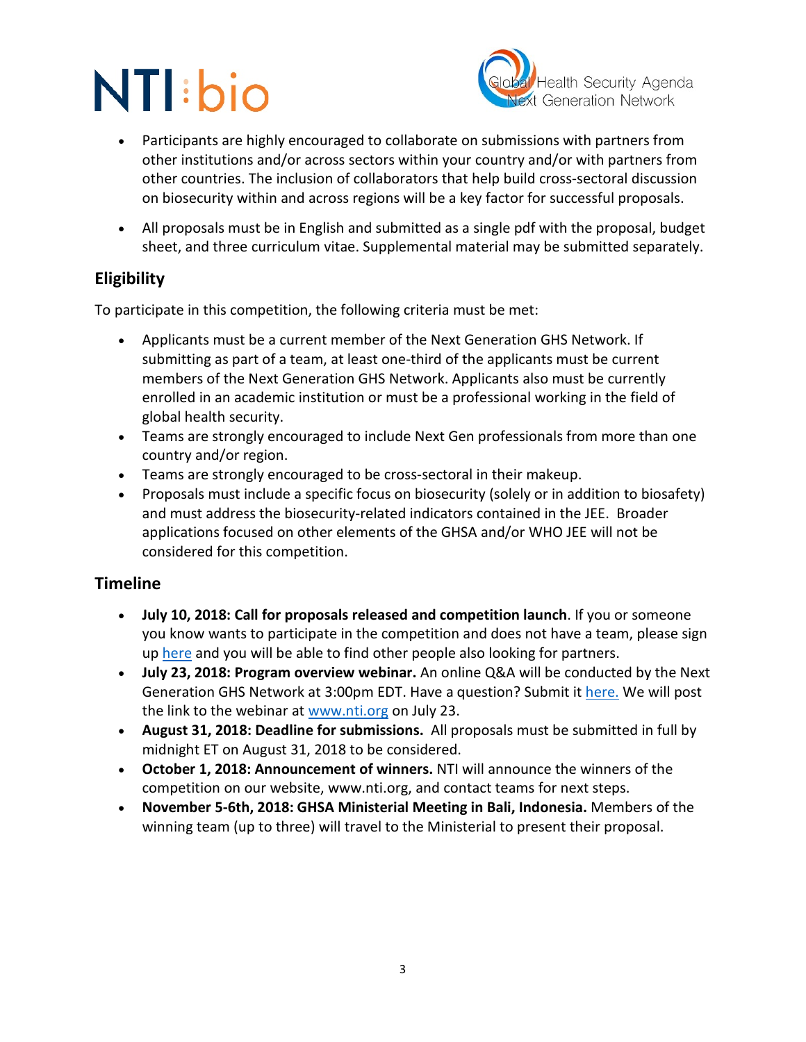- Participants are highly encouraged to collaborate on submissions with partners from other institutions and/or across sectors within your country and/or with partners from other countries. The inclusion of collaborators that help build cross-sectoral discussion on biosecurity within and across regions will be a key factor for successful proposals.
- All proposals must be in English and submitted as a single pdf with the proposal, budget sheet, and three curriculum vitae. Supplemental material may be submitted separately.

## Eligibility

To participate in this competition, the following criteria must be met:

- Applicants must be a current member of the Next Generation GHS Network. If submitting as part of a team, at least one-third of the applicants must be current members of the Next Generation GHS Network. Applicants also must be currently enrolled in an academic institution or must be a professional working in the field of global health security.
- Teams are strongly encouraged to include Next Gen professionals from more than one country and/or region.
- Teams are strongly encouraged to be cross-sectoral in their makeup.
- Proposals must include a specific focus on biosecurity (solely or in addition to biosafety) and must address the biosecurity-related indicators contained in the JEE. Broader applications focused on other elements of the GHSA and/or WHO JEE will not be considered for this competition.

## Timeline

- **July 10, 2018: Call for proposals released and competition launch**. If you or someone you know wants to participate in the competition and does not have a team, please sign up here and you will be able to find other people also looking for partners.
- **July 23, 2018: Program overview webinar.** An online Q&A will be conducted by the Next Generation GHS Network at 3:00pm EDT. Have a question? Submit it here. We will post the link to the webinar at www.nti.org on July 23.
- **August 31, 2018: Deadline for submissions.** All proposals must be submitted in full by midnight ET on August 31, 2018 to be considered.
- **October 1, 2018: Announcement of winners.** NTI will announce the winners of the competition on our website, www.nti.org, and contact teams for next steps.
- **November 5-6th, 2018: GHSA Ministerial Meeting in Bali, Indonesia.** Members of the winning team (up to three) will travel to the Ministerial to present their proposal.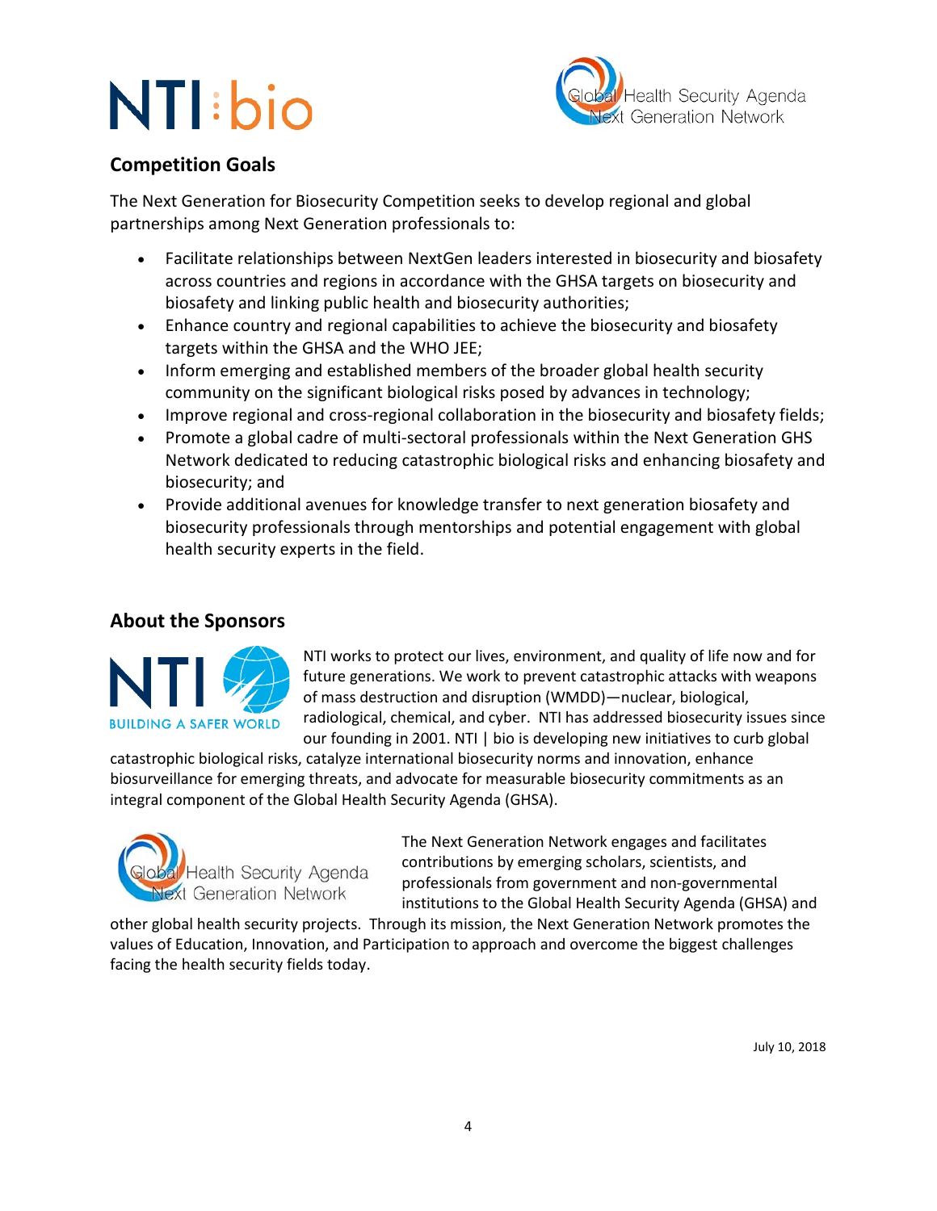## Competition Goals

The Next Generation for Biosecurity Competition seeks to develop regional and global partnerships among Next Generation professionals to:

- Facilitate relationships between NextGen leaders interested in biosecurity and biosafety across countries and regions in accordance with the GHSA targets on biosecurity and biosafety and linking public health and biosecurity authorities;
- Enhance country and regional capabilities to achieve the biosecurity and biosafety targets within the GHSA and the WHO JEE;
- Inform emerging and established members of the broader global health security community on the significant biological risks posed by advances in technology;
- Improve regional and cross-regional collaboration in the biosecurity and biosafety fields;
- Promote a global cadre of multi-sectoral professionals within the Next Generation GHS Network dedicated to reducing catastrophic biological risks and enhancing biosafety and biosecurity; and
- Provide additional avenues for knowledge transfer to next generation biosafety and biosecurity professionals through mentorships and potential engagement with global health security experts in the field.

## About the Sponsors

NTI works to protect our lives, environment, and quality of life now and for future generations. We work to prevent catastrophic attacks with weapons of mass destruction and disruption (WMDD)—nuclear, biological, radiological, chemical, and cyber. NTI has addressed biosecurity issues since our founding in 2001. NTI | bio is developing new initiatives to curb global catastrophic biological risks, catalyze international biosecurity norms and innovation, enhance biosurveillance for emerging threats, and advocate for measurable biosecurity commitments as an integral component of the Global Health Security Agenda (GHSA).

The Next Generation Network engages and facilitates contributions by emerging scholars, scientists, and professionals from government and non-governmental institutions to the Global Health Security Agenda (GHSA) and other global health security projects. Through its mission, the Next Generation Network promotes the values of Education, Innovation, and Participation to approach and overcome the biggest challenges facing the health security fields today.

July 10, 2018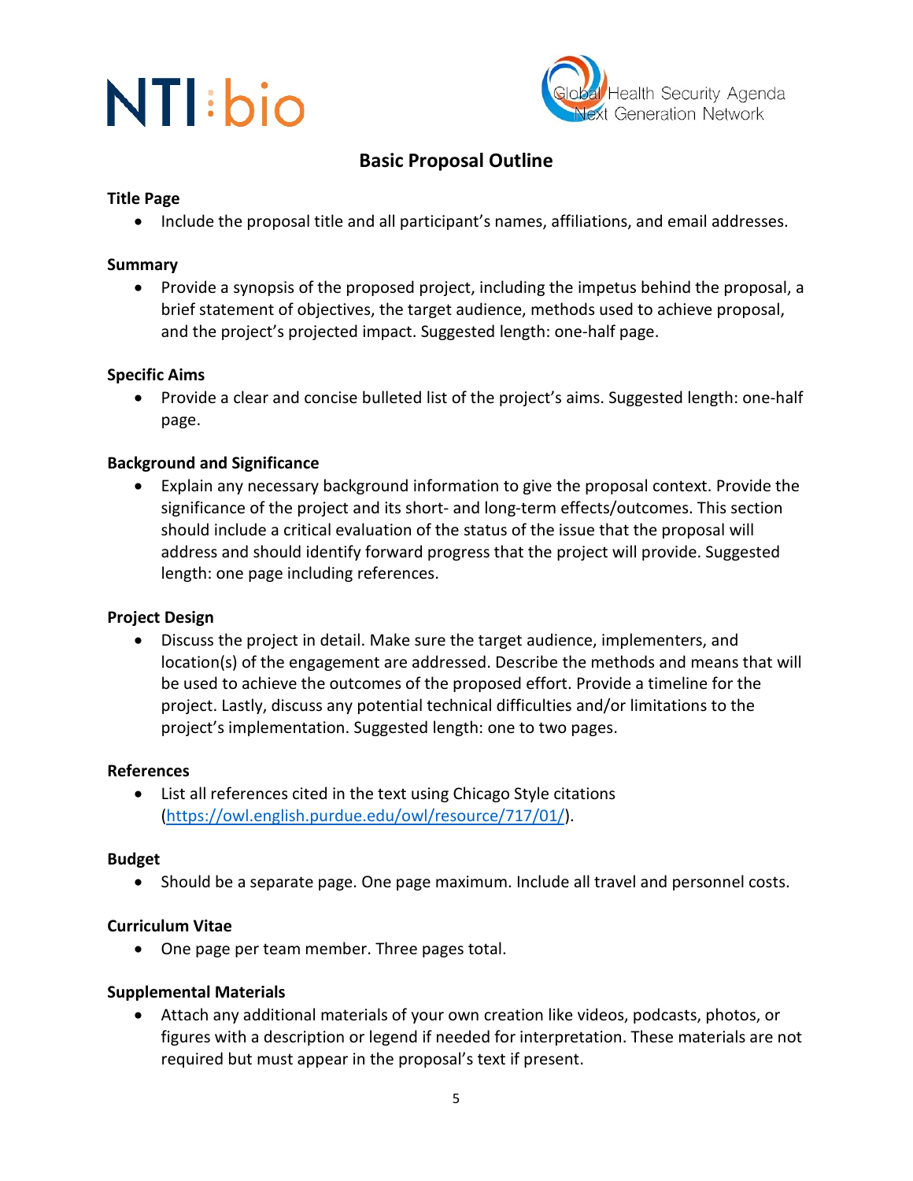# Basic Proposal Outline

**Title Page**

- Include the proposal title and all participant's names, affiliations, and email addresses.

**Summary**

- Provide a synopsis of the proposed project, including the impetus behind the proposal, a brief statement of objectives, the target audience, methods used to achieve proposal, and the project's projected impact. Suggested length: one-half page.

**Specific Aims**

- Provide a clear and concise bulleted list of the project's aims. Suggested length: one-half page.

**Background and Significance**

- Explain any necessary background information to give the proposal context. Provide the significance of the project and its short- and long-term effects/outcomes. This section should include a critical evaluation of the status of the issue that the proposal will address and should identify forward progress that the project will provide. Suggested length: one page including references.

**Project Design**

- Discuss the project in detail. Make sure the target audience, implementers, and location(s) of the engagement are addressed. Describe the methods and means that will be used to achieve the outcomes of the proposed effort. Provide a timeline for the project. Lastly, discuss any potential technical difficulties and/or limitations to the project's implementation. Suggested length: one to two pages.

**References**

- List all references cited in the text using Chicago Style citations (https://owl.english.purdue.edu/owl/resource/717/01/).

**Budget**

- Should be a separate page. One page maximum. Include all travel and personnel costs.

**Curriculum Vitae**

- One page per team member. Three pages total.

**Supplemental Materials**

- Attach any additional materials of your own creation like videos, podcasts, photos, or figures with a description or legend if needed for interpretation. These materials are not required but must appear in the proposal's text if present.